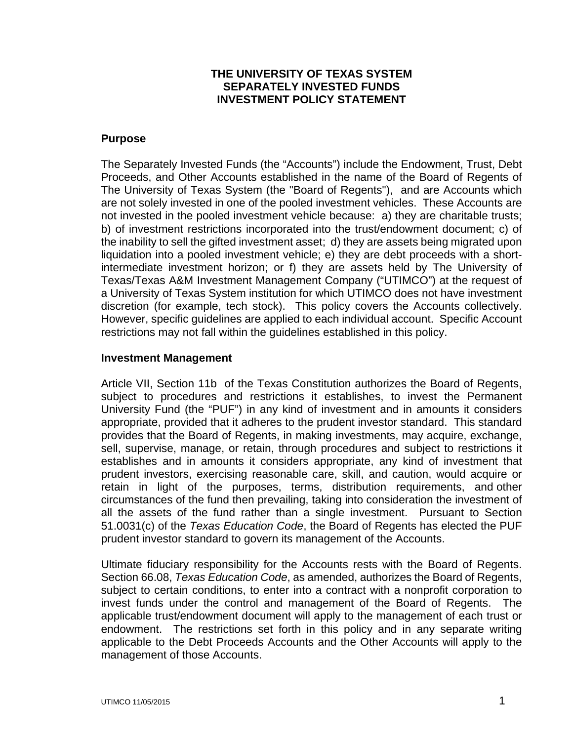**THE UNIVERSITY OF TEXAS SYSTEM**
**SEPARATELY INVESTED FUNDS**
**INVESTMENT POLICY STATEMENT**

**Purpose**

The Separately Invested Funds (the "Accounts") include the Endowment, Trust, Debt Proceeds, and Other Accounts established in the name of the Board of Regents of The University of Texas System (the "Board of Regents"), and are Accounts which are not solely invested in one of the pooled investment vehicles. These Accounts are not invested in the pooled investment vehicle because: a) they are charitable trusts; b) of investment restrictions incorporated into the trust/endowment document; c) of the inability to sell the gifted investment asset; d) they are assets being migrated upon liquidation into a pooled investment vehicle; e) they are debt proceeds with a short-intermediate investment horizon; or f) they are assets held by The University of Texas/Texas A&M Investment Management Company ("UTIMCO") at the request of a University of Texas System institution for which UTIMCO does not have investment discretion (for example, tech stock). This policy covers the Accounts collectively. However, specific guidelines are applied to each individual account. Specific Account restrictions may not fall within the guidelines established in this policy.

**Investment Management**

Article VII, Section 11b of the Texas Constitution authorizes the Board of Regents, subject to procedures and restrictions it establishes, to invest the Permanent University Fund (the "PUF") in any kind of investment and in amounts it considers appropriate, provided that it adheres to the prudent investor standard. This standard provides that the Board of Regents, in making investments, may acquire, exchange, sell, supervise, manage, or retain, through procedures and subject to restrictions it establishes and in amounts it considers appropriate, any kind of investment that prudent investors, exercising reasonable care, skill, and caution, would acquire or retain in light of the purposes, terms, distribution requirements, and other circumstances of the fund then prevailing, taking into consideration the investment of all the assets of the fund rather than a single investment. Pursuant to Section 51.0031(c) of the *Texas Education Code*, the Board of Regents has elected the PUF prudent investor standard to govern its management of the Accounts.

Ultimate fiduciary responsibility for the Accounts rests with the Board of Regents. Section 66.08, *Texas Education Code*, as amended, authorizes the Board of Regents, subject to certain conditions, to enter into a contract with a nonprofit corporation to invest funds under the control and management of the Board of Regents. The applicable trust/endowment document will apply to the management of each trust or endowment. The restrictions set forth in this policy and in any separate writing applicable to the Debt Proceeds Accounts and the Other Accounts will apply to the management of those Accounts.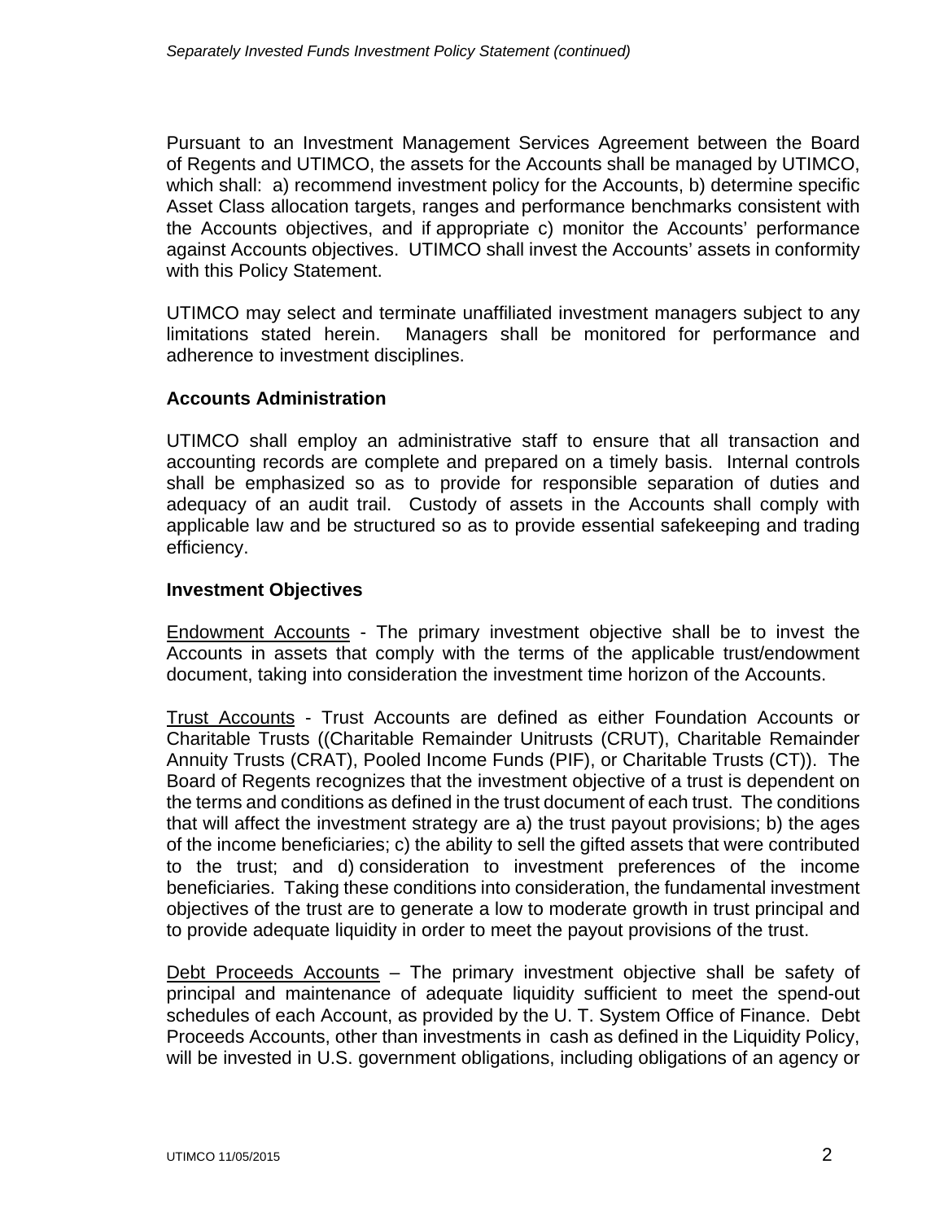Pursuant to an Investment Management Services Agreement between the Board of Regents and UTIMCO, the assets for the Accounts shall be managed by UTIMCO, which shall: a) recommend investment policy for the Accounts, b) determine specific Asset Class allocation targets, ranges and performance benchmarks consistent with the Accounts objectives, and if appropriate c) monitor the Accounts' performance against Accounts objectives. UTIMCO shall invest the Accounts' assets in conformity with this Policy Statement.

UTIMCO may select and terminate unaffiliated investment managers subject to any limitations stated herein. Managers shall be monitored for performance and adherence to investment disciplines.

**Accounts Administration**

UTIMCO shall employ an administrative staff to ensure that all transaction and accounting records are complete and prepared on a timely basis. Internal controls shall be emphasized so as to provide for responsible separation of duties and adequacy of an audit trail. Custody of assets in the Accounts shall comply with applicable law and be structured so as to provide essential safekeeping and trading efficiency.

**Investment Objectives**

Endowment Accounts - The primary investment objective shall be to invest the Accounts in assets that comply with the terms of the applicable trust/endowment document, taking into consideration the investment time horizon of the Accounts.

Trust Accounts - Trust Accounts are defined as either Foundation Accounts or Charitable Trusts ((Charitable Remainder Unitrusts (CRUT), Charitable Remainder Annuity Trusts (CRAT), Pooled Income Funds (PIF), or Charitable Trusts (CT)). The Board of Regents recognizes that the investment objective of a trust is dependent on the terms and conditions as defined in the trust document of each trust. The conditions that will affect the investment strategy are a) the trust payout provisions; b) the ages of the income beneficiaries; c) the ability to sell the gifted assets that were contributed to the trust; and d) consideration to investment preferences of the income beneficiaries. Taking these conditions into consideration, the fundamental investment objectives of the trust are to generate a low to moderate growth in trust principal and to provide adequate liquidity in order to meet the payout provisions of the trust.

Debt Proceeds Accounts – The primary investment objective shall be safety of principal and maintenance of adequate liquidity sufficient to meet the spend-out schedules of each Account, as provided by the U. T. System Office of Finance. Debt Proceeds Accounts, other than investments in cash as defined in the Liquidity Policy, will be invested in U.S. government obligations, including obligations of an agency or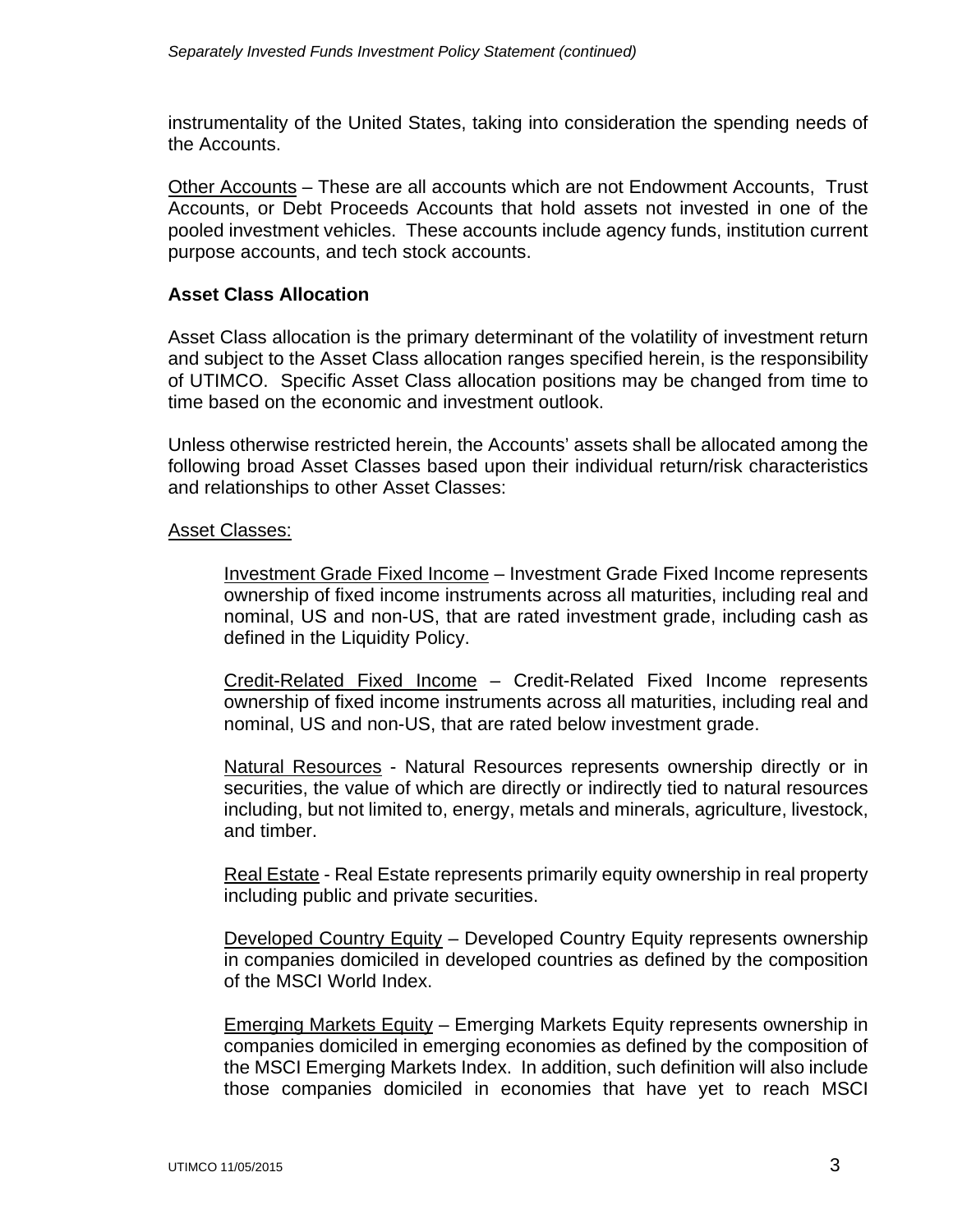instrumentality of the United States, taking into consideration the spending needs of the Accounts.

Other Accounts – These are all accounts which are not Endowment Accounts, Trust Accounts, or Debt Proceeds Accounts that hold assets not invested in one of the pooled investment vehicles. These accounts include agency funds, institution current purpose accounts, and tech stock accounts.

**Asset Class Allocation**

Asset Class allocation is the primary determinant of the volatility of investment return and subject to the Asset Class allocation ranges specified herein, is the responsibility of UTIMCO. Specific Asset Class allocation positions may be changed from time to time based on the economic and investment outlook.

Unless otherwise restricted herein, the Accounts' assets shall be allocated among the following broad Asset Classes based upon their individual return/risk characteristics and relationships to other Asset Classes:

Asset Classes:

Investment Grade Fixed Income – Investment Grade Fixed Income represents ownership of fixed income instruments across all maturities, including real and nominal, US and non-US, that are rated investment grade, including cash as defined in the Liquidity Policy.

Credit-Related Fixed Income – Credit-Related Fixed Income represents ownership of fixed income instruments across all maturities, including real and nominal, US and non-US, that are rated below investment grade.

Natural Resources - Natural Resources represents ownership directly or in securities, the value of which are directly or indirectly tied to natural resources including, but not limited to, energy, metals and minerals, agriculture, livestock, and timber.

Real Estate - Real Estate represents primarily equity ownership in real property including public and private securities.

Developed Country Equity – Developed Country Equity represents ownership in companies domiciled in developed countries as defined by the composition of the MSCI World Index.

Emerging Markets Equity – Emerging Markets Equity represents ownership in companies domiciled in emerging economies as defined by the composition of the MSCI Emerging Markets Index. In addition, such definition will also include those companies domiciled in economies that have yet to reach MSCI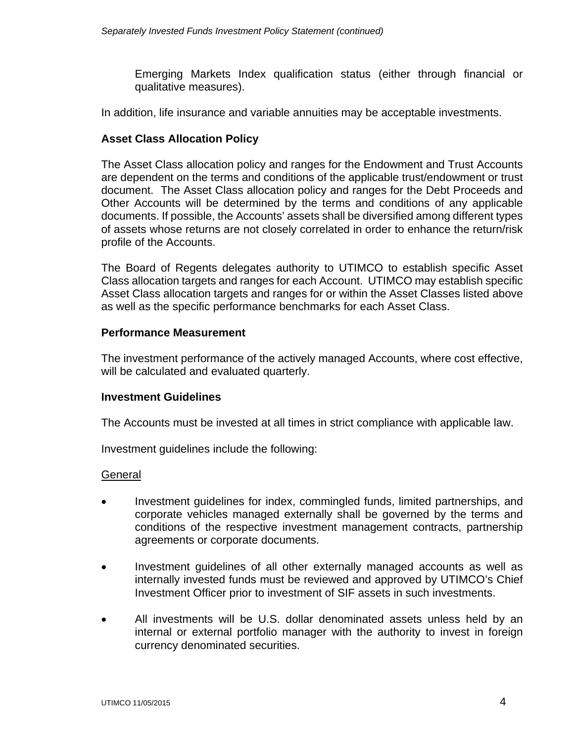Emerging Markets Index qualification status (either through financial or qualitative measures).

In addition, life insurance and variable annuities may be acceptable investments.

**Asset Class Allocation Policy**

The Asset Class allocation policy and ranges for the Endowment and Trust Accounts are dependent on the terms and conditions of the applicable trust/endowment or trust document. The Asset Class allocation policy and ranges for the Debt Proceeds and Other Accounts will be determined by the terms and conditions of any applicable documents. If possible, the Accounts' assets shall be diversified among different types of assets whose returns are not closely correlated in order to enhance the return/risk profile of the Accounts.

The Board of Regents delegates authority to UTIMCO to establish specific Asset Class allocation targets and ranges for each Account. UTIMCO may establish specific Asset Class allocation targets and ranges for or within the Asset Classes listed above as well as the specific performance benchmarks for each Asset Class.

**Performance Measurement**

The investment performance of the actively managed Accounts, where cost effective, will be calculated and evaluated quarterly.

**Investment Guidelines**

The Accounts must be invested at all times in strict compliance with applicable law.

Investment guidelines include the following:

General

- Investment guidelines for index, commingled funds, limited partnerships, and corporate vehicles managed externally shall be governed by the terms and conditions of the respective investment management contracts, partnership agreements or corporate documents.
- Investment guidelines of all other externally managed accounts as well as internally invested funds must be reviewed and approved by UTIMCO's Chief Investment Officer prior to investment of SIF assets in such investments.
- All investments will be U.S. dollar denominated assets unless held by an internal or external portfolio manager with the authority to invest in foreign currency denominated securities.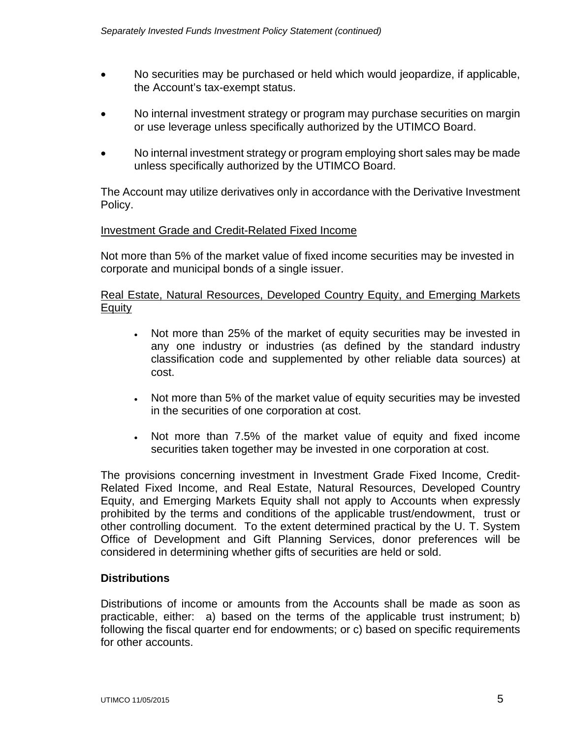- No securities may be purchased or held which would jeopardize, if applicable, the Account's tax-exempt status.

- No internal investment strategy or program may purchase securities on margin or use leverage unless specifically authorized by the UTIMCO Board.

- No internal investment strategy or program employing short sales may be made unless specifically authorized by the UTIMCO Board.

The Account may utilize derivatives only in accordance with the Derivative Investment Policy.

Investment Grade and Credit-Related Fixed Income

Not more than 5% of the market value of fixed income securities may be invested in corporate and municipal bonds of a single issuer.

Real Estate, Natural Resources, Developed Country Equity, and Emerging Markets Equity

- Not more than 25% of the market of equity securities may be invested in any one industry or industries (as defined by the standard industry classification code and supplemented by other reliable data sources) at cost.

- Not more than 5% of the market value of equity securities may be invested in the securities of one corporation at cost.

- Not more than 7.5% of the market value of equity and fixed income securities taken together may be invested in one corporation at cost.

The provisions concerning investment in Investment Grade Fixed Income, Credit-Related Fixed Income, and Real Estate, Natural Resources, Developed Country Equity, and Emerging Markets Equity shall not apply to Accounts when expressly prohibited by the terms and conditions of the applicable trust/endowment, trust or other controlling document. To the extent determined practical by the U. T. System Office of Development and Gift Planning Services, donor preferences will be considered in determining whether gifts of securities are held or sold.

**Distributions**

Distributions of income or amounts from the Accounts shall be made as soon as practicable, either: a) based on the terms of the applicable trust instrument; b) following the fiscal quarter end for endowments; or c) based on specific requirements for other accounts.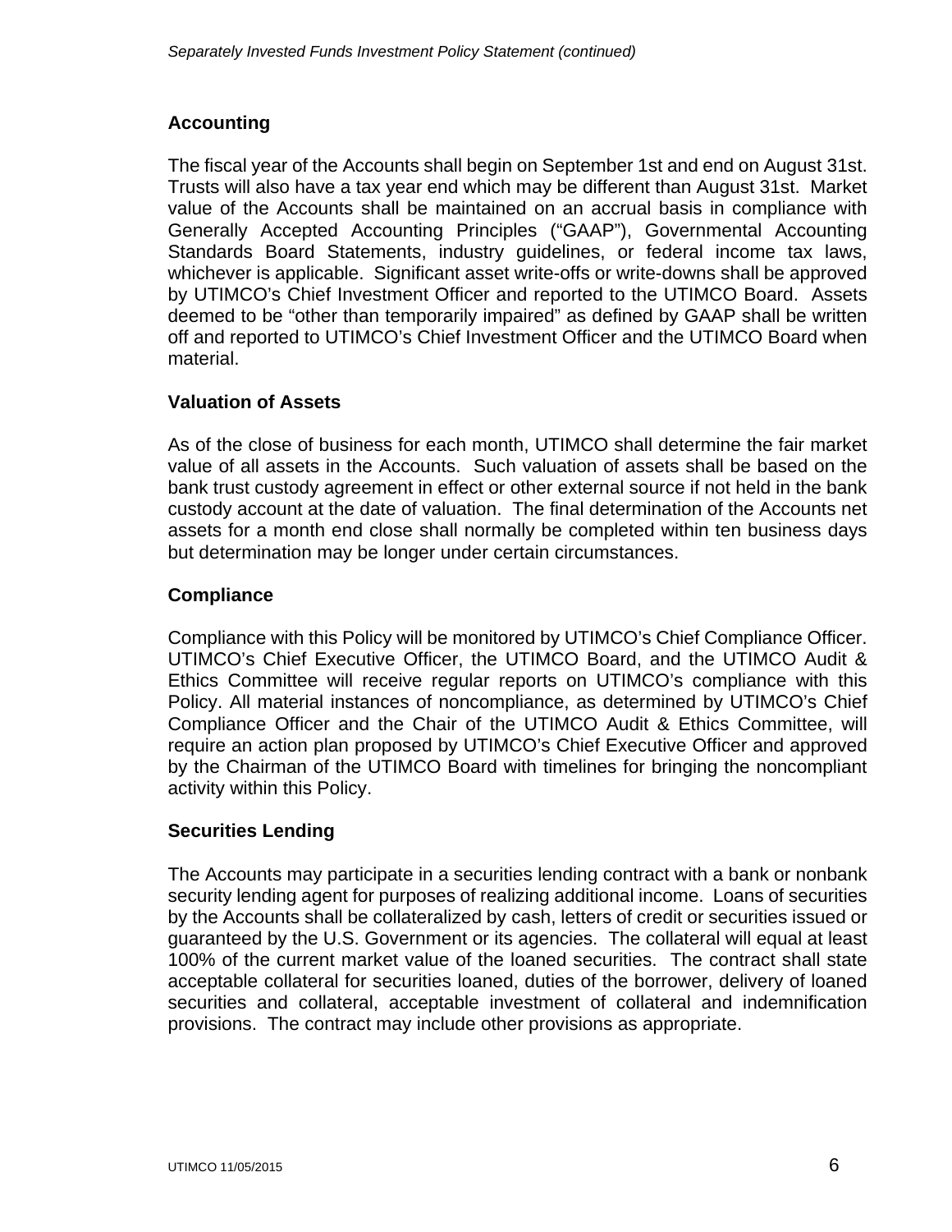## Accounting

The fiscal year of the Accounts shall begin on September 1st and end on August 31st. Trusts will also have a tax year end which may be different than August 31st. Market value of the Accounts shall be maintained on an accrual basis in compliance with Generally Accepted Accounting Principles ("GAAP"), Governmental Accounting Standards Board Statements, industry guidelines, or federal income tax laws, whichever is applicable. Significant asset write-offs or write-downs shall be approved by UTIMCO's Chief Investment Officer and reported to the UTIMCO Board. Assets deemed to be "other than temporarily impaired" as defined by GAAP shall be written off and reported to UTIMCO's Chief Investment Officer and the UTIMCO Board when material.

## Valuation of Assets

As of the close of business for each month, UTIMCO shall determine the fair market value of all assets in the Accounts. Such valuation of assets shall be based on the bank trust custody agreement in effect or other external source if not held in the bank custody account at the date of valuation. The final determination of the Accounts net assets for a month end close shall normally be completed within ten business days but determination may be longer under certain circumstances.

## Compliance

Compliance with this Policy will be monitored by UTIMCO's Chief Compliance Officer. UTIMCO's Chief Executive Officer, the UTIMCO Board, and the UTIMCO Audit & Ethics Committee will receive regular reports on UTIMCO's compliance with this Policy. All material instances of noncompliance, as determined by UTIMCO's Chief Compliance Officer and the Chair of the UTIMCO Audit & Ethics Committee, will require an action plan proposed by UTIMCO's Chief Executive Officer and approved by the Chairman of the UTIMCO Board with timelines for bringing the noncompliant activity within this Policy.

## Securities Lending

The Accounts may participate in a securities lending contract with a bank or nonbank security lending agent for purposes of realizing additional income. Loans of securities by the Accounts shall be collateralized by cash, letters of credit or securities issued or guaranteed by the U.S. Government or its agencies. The collateral will equal at least 100% of the current market value of the loaned securities. The contract shall state acceptable collateral for securities loaned, duties of the borrower, delivery of loaned securities and collateral, acceptable investment of collateral and indemnification provisions. The contract may include other provisions as appropriate.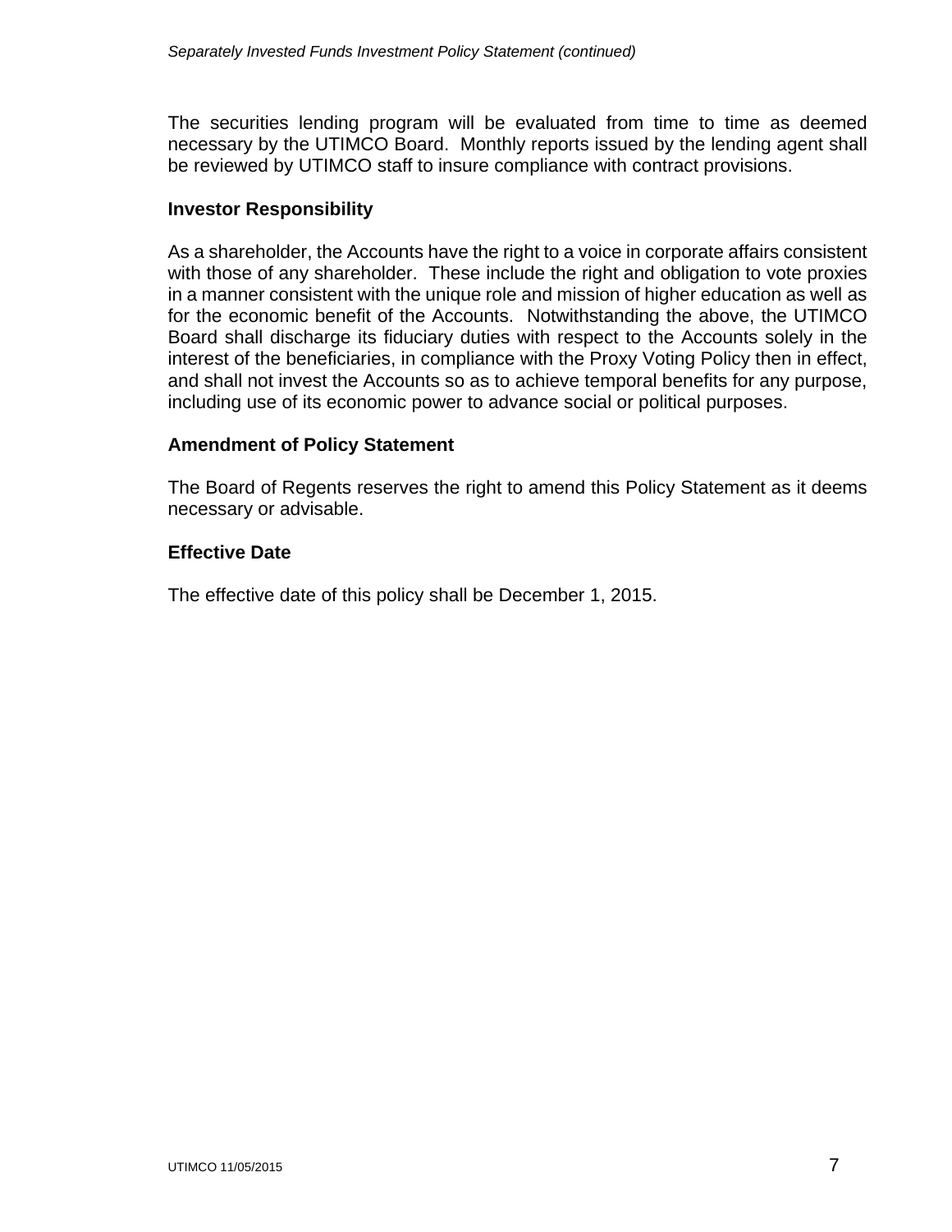The securities lending program will be evaluated from time to time as deemed necessary by the UTIMCO Board. Monthly reports issued by the lending agent shall be reviewed by UTIMCO staff to insure compliance with contract provisions.

### Investor Responsibility

As a shareholder, the Accounts have the right to a voice in corporate affairs consistent with those of any shareholder. These include the right and obligation to vote proxies in a manner consistent with the unique role and mission of higher education as well as for the economic benefit of the Accounts. Notwithstanding the above, the UTIMCO Board shall discharge its fiduciary duties with respect to the Accounts solely in the interest of the beneficiaries, in compliance with the Proxy Voting Policy then in effect, and shall not invest the Accounts so as to achieve temporal benefits for any purpose, including use of its economic power to advance social or political purposes.

### Amendment of Policy Statement

The Board of Regents reserves the right to amend this Policy Statement as it deems necessary or advisable.

### Effective Date

The effective date of this policy shall be December 1, 2015.